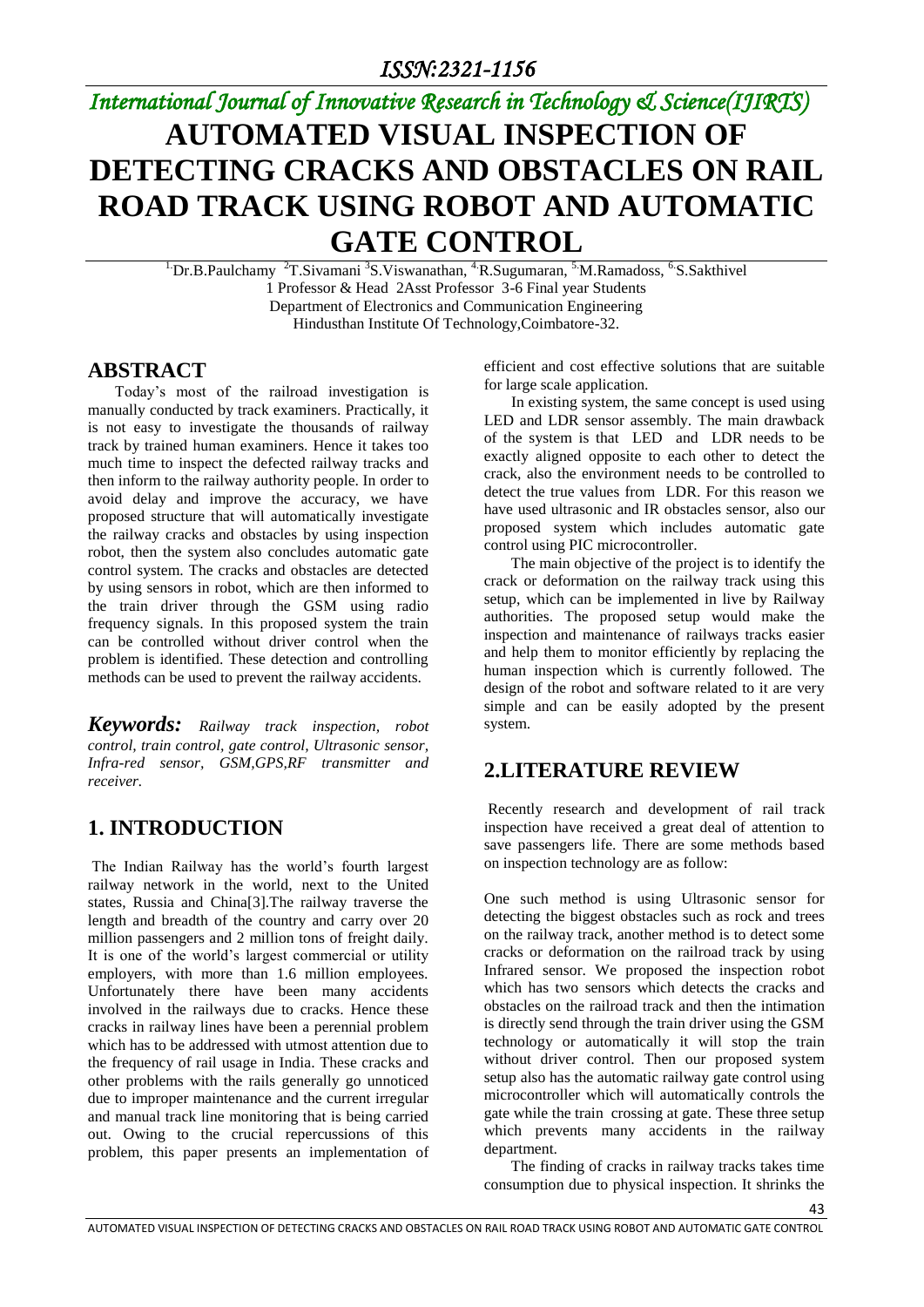# AUTOMATED VISUAL INSPECTION OF DETECTING CRACKS AND OBSTACLES ON RAIL ROAD TRACK USING ROBOT AND AUTOMATIC GATE CONTROL

[1]Dr.B.Paulchamy [2]T.Sivamani [3]S.Viswanathan, [4]R.Sugumaran, [5]M.Ramadoss, [6]S.Sakthivel
1 Professor & Head 2Asst Professor 3-6 Final year Students
Department of Electronics and Communication Engineering
Hindusthan Institute Of Technology,Coimbatore-32.

## ABSTRACT

Today's most of the railroad investigation is manually conducted by track examiners. Practically, it is not easy to investigate the thousands of railway track by trained human examiners. Hence it takes too much time to inspect the defected railway tracks and then inform to the railway authority people. In order to avoid delay and improve the accuracy, we have proposed structure that will automatically investigate the railway cracks and obstacles by using inspection robot, then the system also concludes automatic gate control system. The cracks and obstacles are detected by using sensors in robot, which are then informed to the train driver through the GSM using radio frequency signals. In this proposed system the train can be controlled without driver control when the problem is identified. These detection and controlling methods can be used to prevent the railway accidents.

***Keywords:*** *Railway track inspection, robot control, train control, gate control, Ultrasonic sensor, Infra-red sensor, GSM,GPS,RF transmitter and receiver.*

## 1. INTRODUCTION

The Indian Railway has the world's fourth largest railway network in the world, next to the United states, Russia and China[3].The railway traverse the length and breadth of the country and carry over 20 million passengers and 2 million tons of freight daily. It is one of the world's largest commercial or utility employers, with more than 1.6 million employees. Unfortunately there have been many accidents involved in the railways due to cracks. Hence these cracks in railway lines have been a perennial problem which has to be addressed with utmost attention due to the frequency of rail usage in India. These cracks and other problems with the rails generally go unnoticed due to improper maintenance and the current irregular and manual track line monitoring that is being carried out. Owing to the crucial repercussions of this problem, this paper presents an implementation of efficient and cost effective solutions that are suitable for large scale application.

In existing system, the same concept is used using LED and LDR sensor assembly. The main drawback of the system is that LED and LDR needs to be exactly aligned opposite to each other to detect the crack, also the environment needs to be controlled to detect the true values from LDR. For this reason we have used ultrasonic and IR obstacles sensor, also our proposed system which includes automatic gate control using PIC microcontroller.

The main objective of the project is to identify the crack or deformation on the railway track using this setup, which can be implemented in live by Railway authorities. The proposed setup would make the inspection and maintenance of railways tracks easier and help them to monitor efficiently by replacing the human inspection which is currently followed. The design of the robot and software related to it are very simple and can be easily adopted by the present system.

## 2.LITERATURE REVIEW

Recently research and development of rail track inspection have received a great deal of attention to save passengers life. There are some methods based on inspection technology are as follow:

One such method is using Ultrasonic sensor for detecting the biggest obstacles such as rock and trees on the railway track, another method is to detect some cracks or deformation on the railroad track by using Infrared sensor. We proposed the inspection robot which has two sensors which detects the cracks and obstacles on the railroad track and then the intimation is directly send through the train driver using the GSM technology or automatically it will stop the train without driver control. Then our proposed system setup also has the automatic railway gate control using microcontroller which will automatically controls the gate while the train crossing at gate. These three setup which prevents many accidents in the railway department.

The finding of cracks in railway tracks takes time consumption due to physical inspection. It shrinks the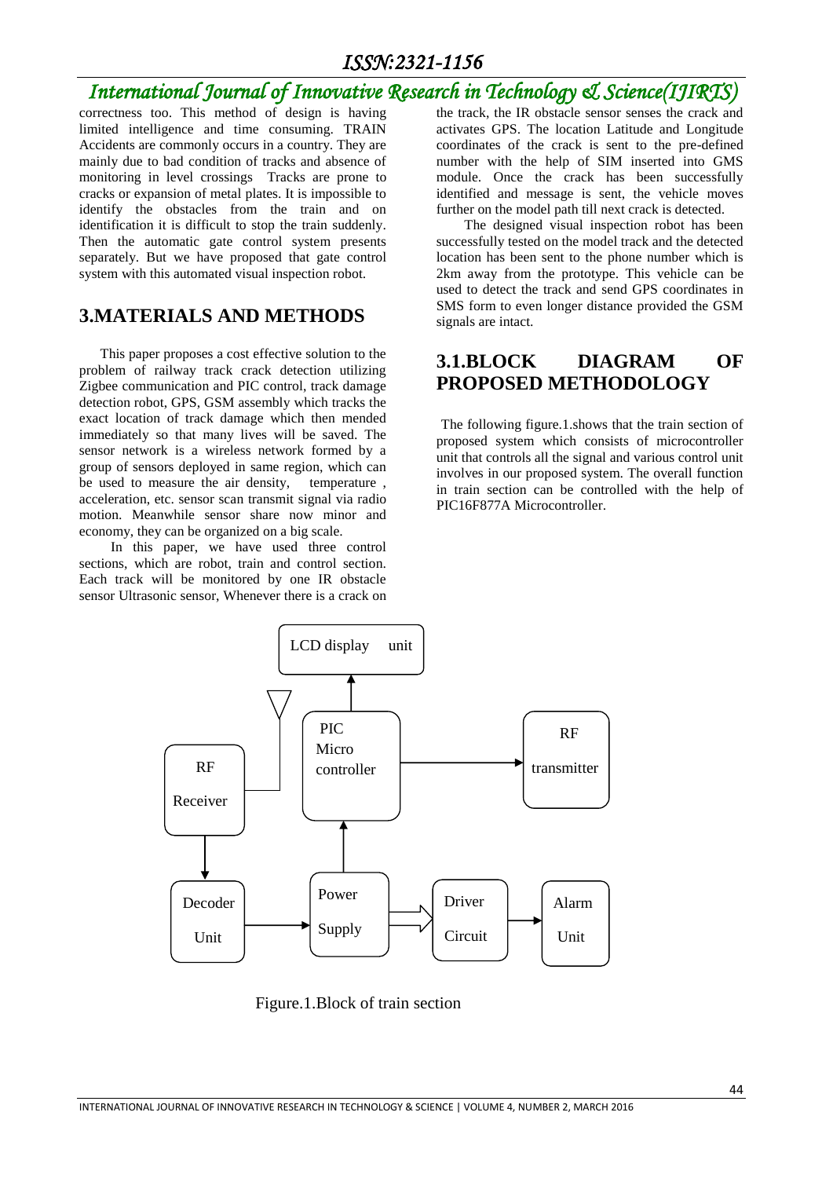correctness too. This method of design is having limited intelligence and time consuming. TRAIN Accidents are commonly occurs in a country. They are mainly due to bad condition of tracks and absence of monitoring in level crossings Tracks are prone to cracks or expansion of metal plates. It is impossible to identify the obstacles from the train and on identification it is difficult to stop the train suddenly. Then the automatic gate control system presents separately. But we have proposed that gate control system with this automated visual inspection robot.

## 3.MATERIALS AND METHODS

This paper proposes a cost effective solution to the problem of railway track crack detection utilizing Zigbee communication and PIC control, track damage detection robot, GPS, GSM assembly which tracks the exact location of track damage which then mended immediately so that many lives will be saved. The sensor network is a wireless network formed by a group of sensors deployed in same region, which can be used to measure the air density, temperature , acceleration, etc. sensor scan transmit signal via radio motion. Meanwhile sensor share now minor and economy, they can be organized on a big scale.

In this paper, we have used three control sections, which are robot, train and control section. Each track will be monitored by one IR obstacle sensor Ultrasonic sensor, Whenever there is a crack on the track, the IR obstacle sensor senses the crack and activates GPS. The location Latitude and Longitude coordinates of the crack is sent to the pre-defined number with the help of SIM inserted into GMS module. Once the crack has been successfully identified and message is sent, the vehicle moves further on the model path till next crack is detected.

The designed visual inspection robot has been successfully tested on the model track and the detected location has been sent to the phone number which is 2km away from the prototype. This vehicle can be used to detect the track and send GPS coordinates in SMS form to even longer distance provided the GSM signals are intact.

## 3.1.BLOCK DIAGRAM OF PROPOSED METHODOLOGY

The following figure.1.shows that the train section of proposed system which consists of microcontroller unit that controls all the signal and various control unit involves in our proposed system. The overall function in train section can be controlled with the help of PIC16F877A Microcontroller.

Figure.1.Block of train section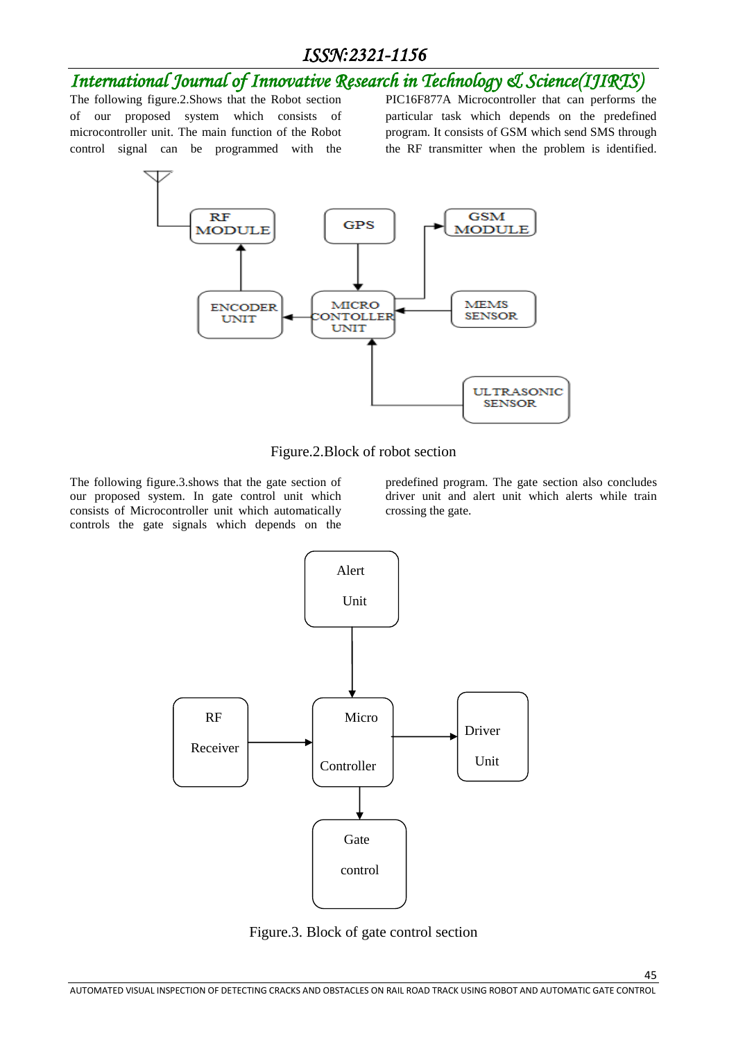The following figure.2.Shows that the Robot section of our proposed system which consists of microcontroller unit. The main function of the Robot control signal can be programmed with the PIC16F877A Microcontroller that can performs the particular task which depends on the predefined program. It consists of GSM which send SMS through the RF transmitter when the problem is identified.

Figure.2.Block of robot section

The following figure.3.shows that the gate section of our proposed system. In gate control unit which consists of Microcontroller unit which automatically controls the gate signals which depends on the predefined program. The gate section also concludes driver unit and alert unit which alerts while train crossing the gate.

Figure.3. Block of gate control section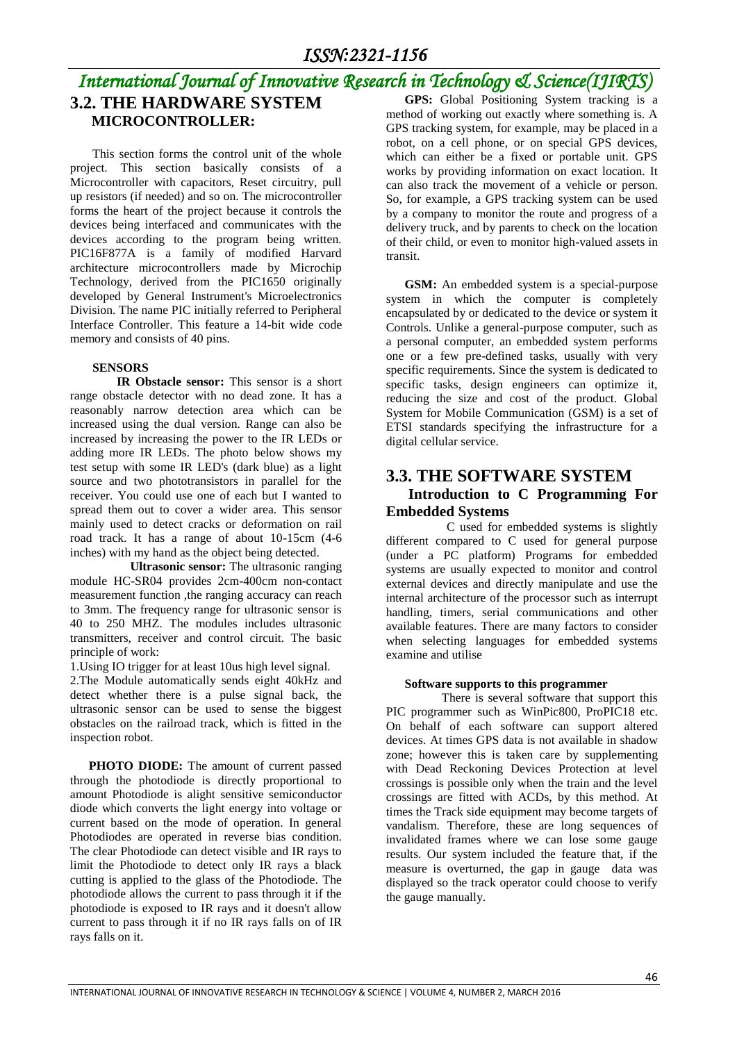## 3.2. THE HARDWARE SYSTEM

### MICROCONTROLLER:

This section forms the control unit of the whole project. This section basically consists of a Microcontroller with capacitors, Reset circuitry, pull up resistors (if needed) and so on. The microcontroller forms the heart of the project because it controls the devices being interfaced and communicates with the devices according to the program being written. PIC16F877A is a family of modified Harvard architecture microcontrollers made by Microchip Technology, derived from the PIC1650 originally developed by General Instrument's Microelectronics Division. The name PIC initially referred to Peripheral Interface Controller. This feature a 14-bit wide code memory and consists of 40 pins.

### SENSORS

**IR Obstacle sensor:** This sensor is a short range obstacle detector with no dead zone. It has a reasonably narrow detection area which can be increased using the dual version. Range can also be increased by increasing the power to the IR LEDs or adding more IR LEDs. The photo below shows my test setup with some IR LED's (dark blue) as a light source and two phototransistors in parallel for the receiver. You could use one of each but I wanted to spread them out to cover a wider area. This sensor mainly used to detect cracks or deformation on rail road track. It has a range of about 10-15cm (4-6 inches) with my hand as the object being detected.

**Ultrasonic sensor:** The ultrasonic ranging module HC-SR04 provides 2cm-400cm non-contact measurement function ,the ranging accuracy can reach to 3mm. The frequency range for ultrasonic sensor is 40 to 250 MHZ. The modules includes ultrasonic transmitters, receiver and control circuit. The basic principle of work:

1.Using IO trigger for at least 10us high level signal.

2.The Module automatically sends eight 40kHz and detect whether there is a pulse signal back, the ultrasonic sensor can be used to sense the biggest obstacles on the railroad track, which is fitted in the inspection robot.

**PHOTO DIODE:** The amount of current passed through the photodiode is directly proportional to amount Photodiode is alight sensitive semiconductor diode which converts the light energy into voltage or current based on the mode of operation. In general Photodiodes are operated in reverse bias condition. The clear Photodiode can detect visible and IR rays to limit the Photodiode to detect only IR rays a black cutting is applied to the glass of the Photodiode. The photodiode allows the current to pass through it if the photodiode is exposed to IR rays and it doesn't allow current to pass through it if no IR rays falls on of IR rays falls on it.

**GPS:** Global Positioning System tracking is a method of working out exactly where something is. A GPS tracking system, for example, may be placed in a robot, on a cell phone, or on special GPS devices, which can either be a fixed or portable unit. GPS works by providing information on exact location. It can also track the movement of a vehicle or person. So, for example, a GPS tracking system can be used by a company to monitor the route and progress of a delivery truck, and by parents to check on the location of their child, or even to monitor high-valued assets in transit.

**GSM:** An embedded system is a special-purpose system in which the computer is completely encapsulated by or dedicated to the device or system it Controls. Unlike a general-purpose computer, such as a personal computer, an embedded system performs one or a few pre-defined tasks, usually with very specific requirements. Since the system is dedicated to specific tasks, design engineers can optimize it, reducing the size and cost of the product. Global System for Mobile Communication (GSM) is a set of ETSI standards specifying the infrastructure for a digital cellular service.

## 3.3. THE SOFTWARE SYSTEM

### Introduction to C Programming For Embedded Systems

C used for embedded systems is slightly different compared to C used for general purpose (under a PC platform) Programs for embedded systems are usually expected to monitor and control external devices and directly manipulate and use the internal architecture of the processor such as interrupt handling, timers, serial communications and other available features. There are many factors to consider when selecting languages for embedded systems examine and utilise

**Software supports to this programmer**

There is several software that support this PIC programmer such as WinPic800, ProPIC18 etc. On behalf of each software can support altered devices. At times GPS data is not available in shadow zone; however this is taken care by supplementing with Dead Reckoning Devices Protection at level crossings is possible only when the train and the level crossings are fitted with ACDs, by this method. At times the Track side equipment may become targets of vandalism. Therefore, these are long sequences of invalidated frames where we can lose some gauge results. Our system included the feature that, if the measure is overturned, the gap in gauge data was displayed so the track operator could choose to verify the gauge manually.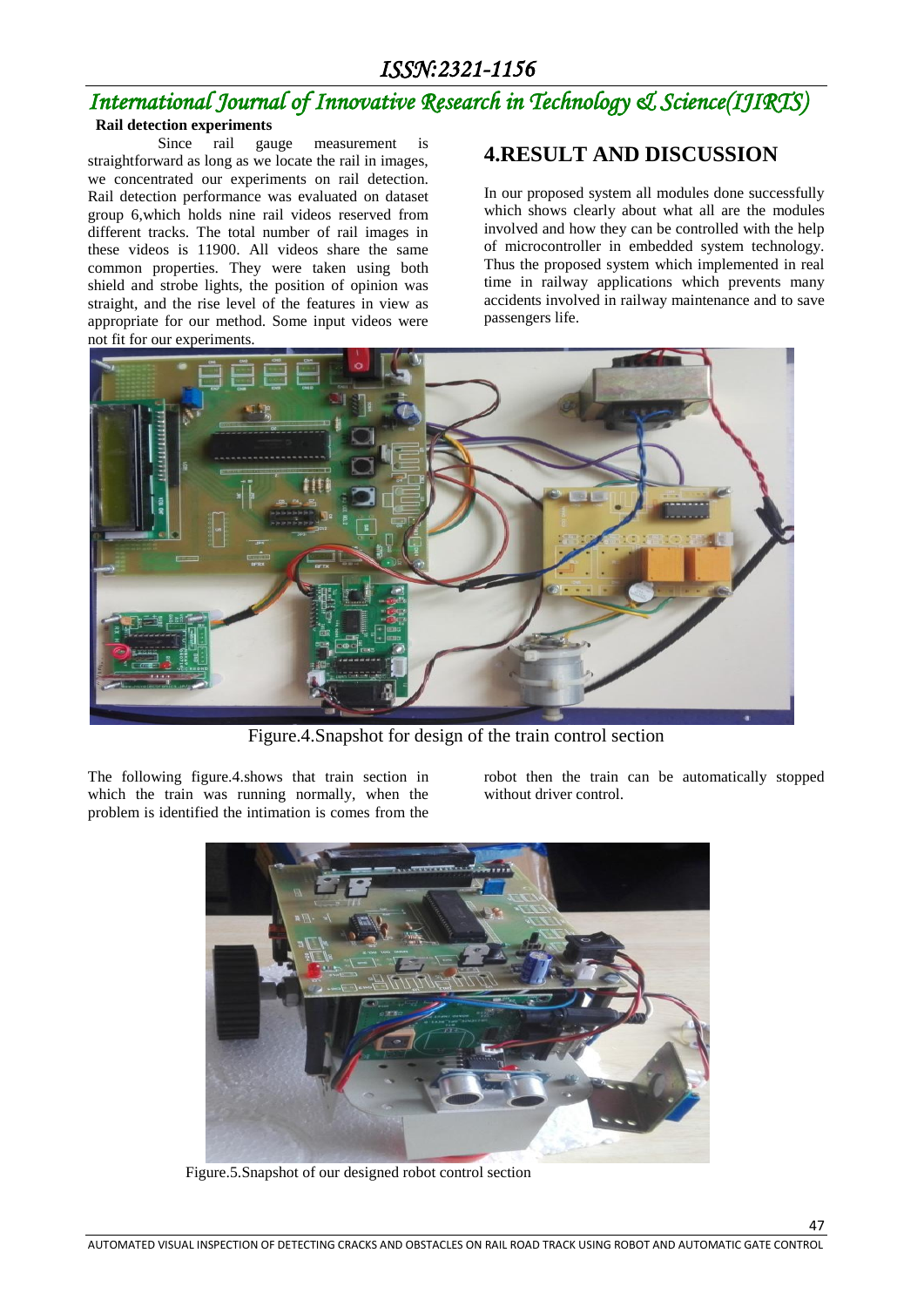**Rail detection experiments**

Since rail gauge measurement is straightforward as long as we locate the rail in images, we concentrated our experiments on rail detection. Rail detection performance was evaluated on dataset group 6,which holds nine rail videos reserved from different tracks. The total number of rail images in these videos is 11900. All videos share the same common properties. They were taken using both shield and strobe lights, the position of opinion was straight, and the rise level of the features in view as appropriate for our method. Some input videos were not fit for our experiments.

## 4.RESULT AND DISCUSSION

In our proposed system all modules done successfully which shows clearly about what all are the modules involved and how they can be controlled with the help of microcontroller in embedded system technology. Thus the proposed system which implemented in real time in railway applications which prevents many accidents involved in railway maintenance and to save passengers life.

Figure.4.Snapshot for design of the train control section

The following figure.4.shows that train section in which the train was running normally, when the problem is identified the intimation is comes from the robot then the train can be automatically stopped without driver control.

Figure.5.Snapshot of our designed robot control section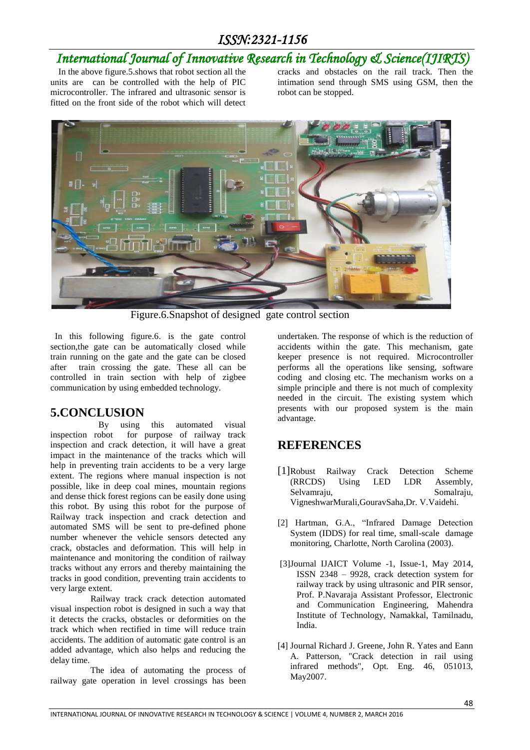In the above figure.5.shows that robot section all the units are can be controlled with the help of PIC microcontroller. The infrared and ultrasonic sensor is fitted on the front side of the robot which will detect cracks and obstacles on the rail track. Then the intimation send through SMS using GSM, then the robot can be stopped.

Figure.6.Snapshot of designed gate control section

In this following figure.6. is the gate control section,the gate can be automatically closed while train running on the gate and the gate can be closed after train crossing the gate. These all can be controlled in train section with help of zigbee communication by using embedded technology.

## 5.CONCLUSION

By using this automated visual inspection robot for purpose of railway track inspection and crack detection, it will have a great impact in the maintenance of the tracks which will help in preventing train accidents to be a very large extent. The regions where manual inspection is not possible, like in deep coal mines, mountain regions and dense thick forest regions can be easily done using this robot. By using this robot for the purpose of Railway track inspection and crack detection and automated SMS will be sent to pre-defined phone number whenever the vehicle sensors detected any crack, obstacles and deformation. This will help in maintenance and monitoring the condition of railway tracks without any errors and thereby maintaining the tracks in good condition, preventing train accidents to very large extent.

Railway track crack detection automated visual inspection robot is designed in such a way that it detects the cracks, obstacles or deformities on the track which when rectified in time will reduce train accidents. The addition of automatic gate control is an added advantage, which also helps and reducing the delay time.

The idea of automating the process of railway gate operation in level crossings has been undertaken. The response of which is the reduction of accidents within the gate. This mechanism, gate keeper presence is not required. Microcontroller performs all the operations like sensing, software coding and closing etc. The mechanism works on a simple principle and there is not much of complexity needed in the circuit. The existing system which presents with our proposed system is the main advantage.

## REFERENCES

[1]Robust Railway Crack Detection Scheme (RRCDS) Using LED LDR Assembly, Selvamraju, Somalraju, VigneshwarMurali,GouravSaha,Dr. V.Vaidehi.

[2] Hartman, G.A., "Infrared Damage Detection System (IDDS) for real time, small-scale damage monitoring, Charlotte, North Carolina (2003).

[3]Journal IJAICT Volume -1, Issue-1, May 2014, ISSN 2348 – 9928, crack detection system for railway track by using ultrasonic and PIR sensor, Prof. P.Navaraja Assistant Professor, Electronic and Communication Engineering, Mahendra Institute of Technology, Namakkal, Tamilnadu, India.

[4] Journal Richard J. Greene, John R. Yates and Eann A. Patterson, "Crack detection in rail using infrared methods", Opt. Eng. 46, 051013, May2007.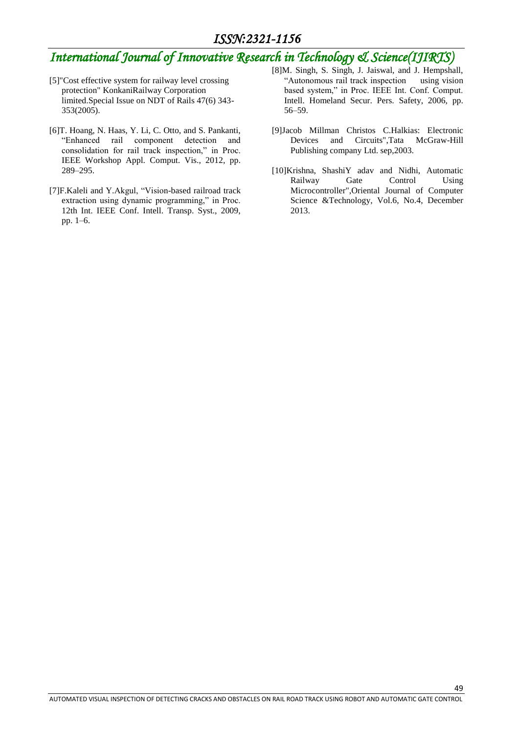[5]"Cost effective system for railway level crossing protection" KonkaniRailway Corporation limited.Special Issue on NDT of Rails 47(6) 343-353(2005).

[6]T. Hoang, N. Haas, Y. Li, C. Otto, and S. Pankanti, "Enhanced rail component detection and consolidation for rail track inspection," in Proc. IEEE Workshop Appl. Comput. Vis., 2012, pp. 289–295.

[7]F.Kaleli and Y.Akgul, "Vision-based railroad track extraction using dynamic programming," in Proc. 12th Int. IEEE Conf. Intell. Transp. Syst., 2009, pp. 1–6.

[8]M. Singh, S. Singh, J. Jaiswal, and J. Hempshall, "Autonomous rail track inspection using vision based system," in Proc. IEEE Int. Conf. Comput. Intell. Homeland Secur. Pers. Safety, 2006, pp. 56–59.

[9]Jacob Millman Christos C.Halkias: Electronic Devices and Circuits",Tata McGraw-Hill Publishing company Ltd. sep,2003.

[10]Krishna, ShashiY adav and Nidhi, Automatic Railway Gate Control Using Microcontroller",Oriental Journal of Computer Science &Technology, Vol.6, No.4, December 2013.